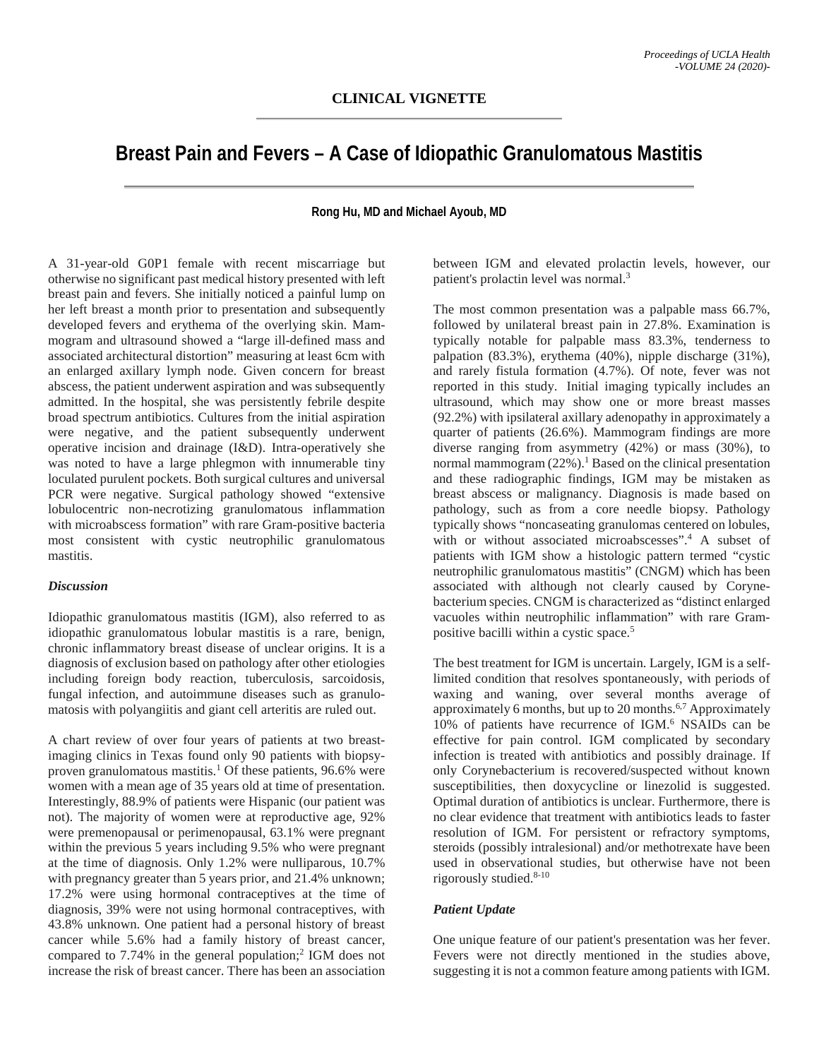## CLINICAL VIGNETTE

# Breast Pain and Fevers – A Case of Idiopathic Granulomatous Mastitis

**Rong Hu, MD and Michael Ayoub, MD**

A 31-year-old G0P1 female with recent miscarriage but otherwise no significant past medical history presented with left breast pain and fevers. She initially noticed a painful lump on her left breast a month prior to presentation and subsequently developed fevers and erythema of the overlying skin. Mammogram and ultrasound showed a "large ill-defined mass and associated architectural distortion" measuring at least 6cm with an enlarged axillary lymph node. Given concern for breast abscess, the patient underwent aspiration and was subsequently admitted. In the hospital, she was persistently febrile despite broad spectrum antibiotics. Cultures from the initial aspiration were negative, and the patient subsequently underwent operative incision and drainage (I&D). Intra-operatively she was noted to have a large phlegmon with innumerable tiny loculated purulent pockets. Both surgical cultures and universal PCR were negative. Surgical pathology showed "extensive lobulocentric non-necrotizing granulomatous inflammation with microabscess formation" with rare Gram-positive bacteria most consistent with cystic neutrophilic granulomatous mastitis.

### *Discussion*

Idiopathic granulomatous mastitis (IGM), also referred to as idiopathic granulomatous lobular mastitis is a rare, benign, chronic inflammatory breast disease of unclear origins. It is a diagnosis of exclusion based on pathology after other etiologies including foreign body reaction, tuberculosis, sarcoidosis, fungal infection, and autoimmune diseases such as granulomatosis with polyangiitis and giant cell arteritis are ruled out.

A chart review of over four years of patients at two breast-imaging clinics in Texas found only 90 patients with biopsy-proven granulomatous mastitis.[1] Of these patients, 96.6% were women with a mean age of 35 years old at time of presentation. Interestingly, 88.9% of patients were Hispanic (our patient was not). The majority of women were at reproductive age, 92% were premenopausal or perimenopausal, 63.1% were pregnant within the previous 5 years including 9.5% who were pregnant at the time of diagnosis. Only 1.2% were nulliparous, 10.7% with pregnancy greater than 5 years prior, and 21.4% unknown; 17.2% were using hormonal contraceptives at the time of diagnosis, 39% were not using hormonal contraceptives, with 43.8% unknown. One patient had a personal history of breast cancer while 5.6% had a family history of breast cancer, compared to 7.74% in the general population;[2] IGM does not increase the risk of breast cancer. There has been an association between IGM and elevated prolactin levels, however, our patient's prolactin level was normal.[3]

The most common presentation was a palpable mass 66.7%, followed by unilateral breast pain in 27.8%. Examination is typically notable for palpable mass 83.3%, tenderness to palpation (83.3%), erythema (40%), nipple discharge (31%), and rarely fistula formation (4.7%). Of note, fever was not reported in this study. Initial imaging typically includes an ultrasound, which may show one or more breast masses (92.2%) with ipsilateral axillary adenopathy in approximately a quarter of patients (26.6%). Mammogram findings are more diverse ranging from asymmetry (42%) or mass (30%), to normal mammogram (22%).[1] Based on the clinical presentation and these radiographic findings, IGM may be mistaken as breast abscess or malignancy. Diagnosis is made based on pathology, such as from a core needle biopsy. Pathology typically shows "noncaseating granulomas centered on lobules, with or without associated microabscesses".[4] A subset of patients with IGM show a histologic pattern termed "cystic neutrophilic granulomatous mastitis" (CNGM) which has been associated with although not clearly caused by Corynebacterium species. CNGM is characterized as "distinct enlarged vacuoles within neutrophilic inflammation" with rare Gram-positive bacilli within a cystic space.[5]

The best treatment for IGM is uncertain. Largely, IGM is a self-limited condition that resolves spontaneously, with periods of waxing and waning, over several months average of approximately 6 months, but up to 20 months.[6,7] Approximately 10% of patients have recurrence of IGM.[6] NSAIDs can be effective for pain control. IGM complicated by secondary infection is treated with antibiotics and possibly drainage. If only Corynebacterium is recovered/suspected without known susceptibilities, then doxycycline or linezolid is suggested. Optimal duration of antibiotics is unclear. Furthermore, there is no clear evidence that treatment with antibiotics leads to faster resolution of IGM. For persistent or refractory symptoms, steroids (possibly intralesional) and/or methotrexate have been used in observational studies, but otherwise have not been rigorously studied.[8-10]

### *Patient Update*

One unique feature of our patient's presentation was her fever. Fevers were not directly mentioned in the studies above, suggesting it is not a common feature among patients with IGM.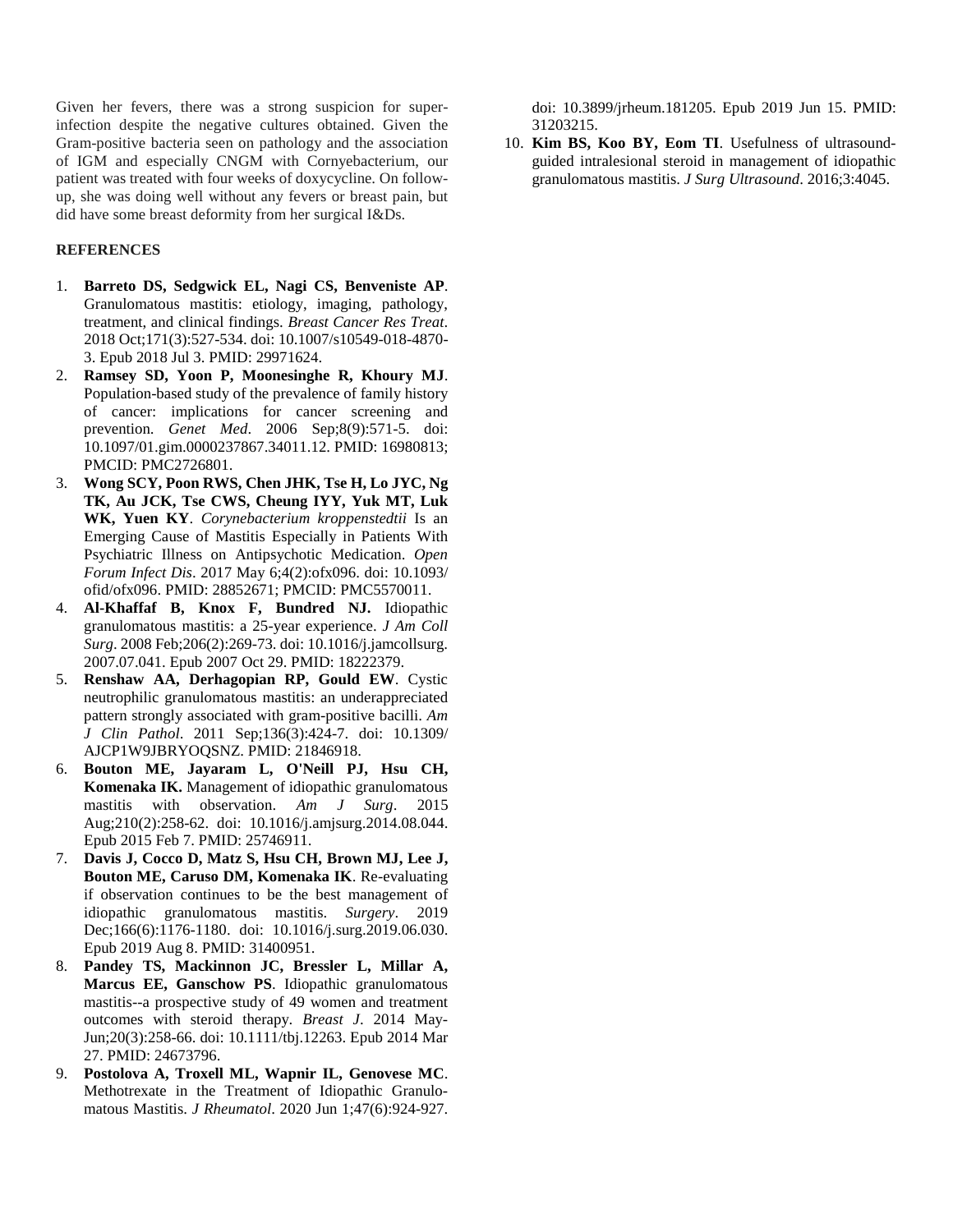Given her fevers, there was a strong suspicion for super-infection despite the negative cultures obtained. Given the Gram-positive bacteria seen on pathology and the association of IGM and especially CNGM with Cornyebacterium, our patient was treated with four weeks of doxycycline. On follow-up, she was doing well without any fevers or breast pain, but did have some breast deformity from her surgical I&Ds.

## REFERENCES

1. **Barreto DS, Sedgwick EL, Nagi CS, Benveniste AP**. Granulomatous mastitis: etiology, imaging, pathology, treatment, and clinical findings. *Breast Cancer Res Treat*. 2018 Oct;171(3):527-534. doi: 10.1007/s10549-018-4870-3. Epub 2018 Jul 3. PMID: 29971624.
2. **Ramsey SD, Yoon P, Moonesinghe R, Khoury MJ**. Population-based study of the prevalence of family history of cancer: implications for cancer screening and prevention. *Genet Med*. 2006 Sep;8(9):571-5. doi: 10.1097/01.gim.0000237867.34011.12. PMID: 16980813; PMCID: PMC2726801.
3. **Wong SCY, Poon RWS, Chen JHK, Tse H, Lo JYC, Ng TK, Au JCK, Tse CWS, Cheung IYY, Yuk MT, Luk WK, Yuen KY**. *Corynebacterium kroppenstedtii* Is an Emerging Cause of Mastitis Especially in Patients With Psychiatric Illness on Antipsychotic Medication. *Open Forum Infect Dis*. 2017 May 6;4(2):ofx096. doi: 10.1093/ofid/ofx096. PMID: 28852671; PMCID: PMC5570011.
4. **Al-Khaffaf B, Knox F, Bundred NJ.** Idiopathic granulomatous mastitis: a 25-year experience. *J Am Coll Surg*. 2008 Feb;206(2):269-73. doi: 10.1016/j.jamcollsurg.2007.07.041. Epub 2007 Oct 29. PMID: 18222379.
5. **Renshaw AA, Derhagopian RP, Gould EW**. Cystic neutrophilic granulomatous mastitis: an underappreciated pattern strongly associated with gram-positive bacilli. *Am J Clin Pathol*. 2011 Sep;136(3):424-7. doi: 10.1309/AJCP1W9JBRYOQSNZ. PMID: 21846918.
6. **Bouton ME, Jayaram L, O'Neill PJ, Hsu CH, Komenaka IK.** Management of idiopathic granulomatous mastitis with observation. *Am J Surg*. 2015 Aug;210(2):258-62. doi: 10.1016/j.amjsurg.2014.08.044. Epub 2015 Feb 7. PMID: 25746911.
7. **Davis J, Cocco D, Matz S, Hsu CH, Brown MJ, Lee J, Bouton ME, Caruso DM, Komenaka IK**. Re-evaluating if observation continues to be the best management of idiopathic granulomatous mastitis. *Surgery*. 2019 Dec;166(6):1176-1180. doi: 10.1016/j.surg.2019.06.030. Epub 2019 Aug 8. PMID: 31400951.
8. **Pandey TS, Mackinnon JC, Bressler L, Millar A, Marcus EE, Ganschow PS**. Idiopathic granulomatous mastitis--a prospective study of 49 women and treatment outcomes with steroid therapy. *Breast J*. 2014 May-Jun;20(3):258-66. doi: 10.1111/tbj.12263. Epub 2014 Mar 27. PMID: 24673796.
9. **Postolova A, Troxell ML, Wapnir IL, Genovese MC**. Methotrexate in the Treatment of Idiopathic Granulomatous Mastitis. *J Rheumatol*. 2020 Jun 1;47(6):924-927. doi: 10.3899/jrheum.181205. Epub 2019 Jun 15. PMID: 31203215.
10. **Kim BS, Koo BY, Eom TI**. Usefulness of ultrasound-guided intralesional steroid in management of idiopathic granulomatous mastitis. *J Surg Ultrasound*. 2016;3:4045.